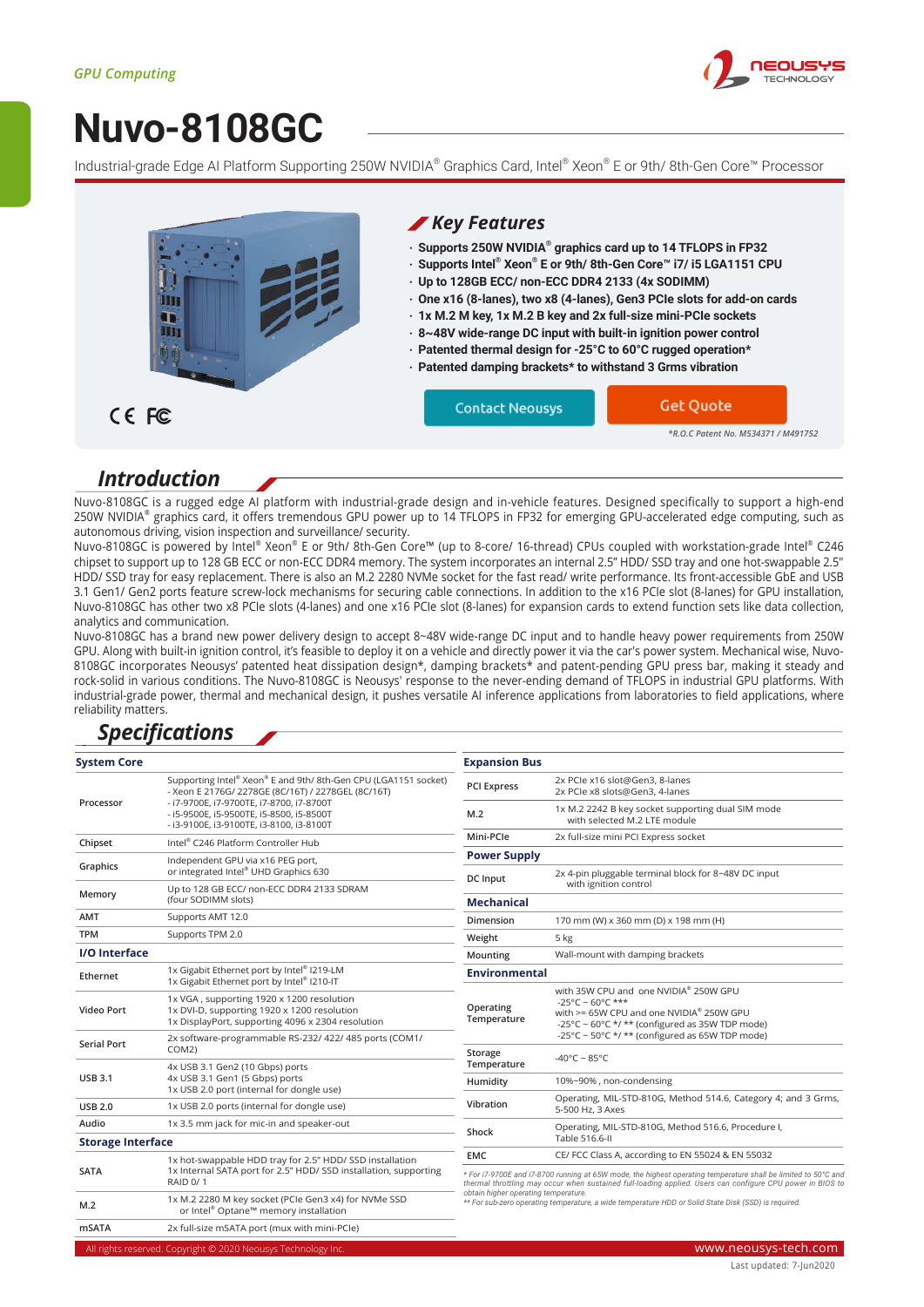GPU Computing

# Nuvo-8108GC

Industrial-grade Edge AI Platform Supporting 250W NVIDIA® Graphics Card, Intel® Xeon® E or 9th/ 8th-Gen Core™ Processor

## Key Features

- Supports 250W NVIDIA® graphics card up to 14 TFLOPS in FP32
- Supports Intel® Xeon® E or 9th/ 8th-Gen Core™ i7/ i5 LGA1151 CPU
- Up to 128GB ECC/ non-ECC DDR4 2133 (4x SODIMM)
- One x16 (8-lanes), two x8 (4-lanes), Gen3 PCIe slots for add-on cards
- 1x M.2 M key, 1x M.2 B key and 2x full-size mini-PCIe sockets
- 8~48V wide-range DC input with built-in ignition power control
- Patented thermal design for -25°C to 60°C rugged operation*
- Patented damping brackets* to withstand 3 Grms vibration

Contact Neousys | Get Quote

*R.O.C Patent No. M534371 / M491752

## Introduction

Nuvo-8108GC is a rugged edge AI platform with industrial-grade design and in-vehicle features. Designed specifically to support a high-end 250W NVIDIA® graphics card, it offers tremendous GPU power up to 14 TFLOPS in FP32 for emerging GPU-accelerated edge computing, such as autonomous driving, vision inspection and surveillance/ security.

Nuvo-8108GC is powered by Intel® Xeon® E or 9th/ 8th-Gen Core™ (up to 8-core/ 16-thread) CPUs coupled with workstation-grade Intel® C246 chipset to support up to 128 GB ECC or non-ECC DDR4 memory. The system incorporates an internal 2.5" HDD/ SSD tray and one hot-swappable 2.5" HDD/ SSD tray for easy replacement. There is also an M.2 2280 NVMe socket for the fast read/ write performance. Its front-accessible GbE and USB 3.1 Gen1/ Gen2 ports feature screw-lock mechanisms for securing cable connections. In addition to the x16 PCIe slot (8-lanes) for GPU installation, Nuvo-8108GC has other two x8 PCIe slots (4-lanes) and one x16 PCIe slot (8-lanes) for expansion cards to extend function sets like data collection, analytics and communication.

Nuvo-8108GC has a brand new power delivery design to accept 8~48V wide-range DC input and to handle heavy power requirements from 250W GPU. Along with built-in ignition control, it's feasible to deploy it on a vehicle and directly power it via the car's power system. Mechanical wise, Nuvo-8108GC incorporates Neousys' patented heat dissipation design*, damping brackets* and patent-pending GPU press bar, making it steady and rock-solid in various conditions. The Nuvo-8108GC is Neousys' response to the never-ending demand of TFLOPS in industrial GPU platforms. With industrial-grade power, thermal and mechanical design, it pushes versatile AI inference applications from laboratories to field applications, where reliability matters.

## Specifications

| System Core | |
|---|---|
| Processor | Supporting Intel® Xeon® E and 9th/ 8th-Gen CPU (LGA1151 socket)<br>- Xeon E 2176G/ 2278GE (8C/16T) / 2278GEL (8C/16T)<br>- i7-9700E, i7-9700TE, i7-8700, i7-8700T<br>- i5-9500E, i5-9500TE, i5-8500, i5-8500T<br>- i3-9100E, i3-9100TE, i3-8100, i3-8100T |
| Chipset | Intel® C246 Platform Controller Hub |
| Graphics | Independent GPU via x16 PEG port,<br>or integrated Intel® UHD Graphics 630 |
| Memory | Up to 128 GB ECC/ non-ECC DDR4 2133 SDRAM<br>(four SODIMM slots) |
| AMT | Supports AMT 12.0 |
| TPM | Supports TPM 2.0 |
| **I/O Interface** | |
| Ethernet | 1x Gigabit Ethernet port by Intel® I219-LM<br>1x Gigabit Ethernet port by Intel® I210-IT |
| Video Port | 1x VGA , supporting 1920 x 1200 resolution<br>1x DVI-D, supporting 1920 x 1200 resolution<br>1x DisplayPort, supporting 4096 x 2304 resolution |
| Serial Port | 2x software-programmable RS-232/ 422/ 485 ports (COM1/ COM2) |
| USB 3.1 | 4x USB 3.1 Gen2 (10 Gbps) ports<br>4x USB 3.1 Gen1 (5 Gbps) ports<br>1x USB 2.0 port (internal for dongle use) |
| USB 2.0 | 1x USB 2.0 ports (internal for dongle use) |
| Audio | 1x 3.5 mm jack for mic-in and speaker-out |
| **Storage Interface** | |
| SATA | 1x hot-swappable HDD tray for 2.5" HDD/ SSD installation<br>1x Internal SATA port for 2.5" HDD/ SSD installation, supporting RAID 0/ 1 |
| M.2 | 1x M.2 2280 M key socket (PCIe Gen3 x4) for NVMe SSD<br>or Intel® Optane™ memory installation |
| mSATA | 2x full-size mSATA port (mux with mini-PCIe) |

| Expansion Bus | |
|---|---|
| PCI Express | 2x PCIe x16 slot@Gen3, 8-lanes<br>2x PCIe x8 slots@Gen3, 4-lanes |
| M.2 | 1x M.2 2242 B key socket supporting dual SIM mode<br>with selected M.2 LTE module |
| Mini-PCIe | 2x full-size mini PCI Express socket |
| **Power Supply** | |
| DC Input | 2x 4-pin pluggable terminal block for 8~48V DC input<br>with ignition control |
| **Mechanical** | |
| Dimension | 170 mm (W) x 360 mm (D) x 198 mm (H) |
| Weight | 5 kg |
| Mounting | Wall-mount with damping brackets |
| **Environmental** | |
| Operating Temperature | with 35W CPU and one NVIDIA® 250W GPU<br>-25°C ~ 60°C ***<br>with >= 65W CPU and one NVIDIA® 250W GPU<br>-25°C ~ 60°C */ ** (configured as 35W TDP mode)<br>-25°C ~ 50°C */ ** (configured as 65W TDP mode) |
| Storage Temperature | -40°C ~ 85°C |
| Humidity | 10%~90% , non-condensing |
| Vibration | Operating, MIL-STD-810G, Method 514.6, Category 4; and 3 Grms, 5-500 Hz, 3 Axes |
| Shock | Operating, MIL-STD-810G, Method 516.6, Procedure I, Table 516.6-II |
| EMC | CE/ FCC Class A, according to EN 55024 & EN 55032 |

* For i7-9700E and i7-8700 running at 65W mode, the highest operating temperature shall be limited to 50°C and thermal throttling may occur when sustained full-loading applied. Users can configure CPU power in BIOS to obtain higher operating temperature.

** For sub-zero operating temperature, a wide temperature HDD or Solid State Disk (SSD) is required.

All rights reserved. Copyright © 2020 Neousys Technology Inc. | www.neousys-tech.com

Last updated: 7-Jun2020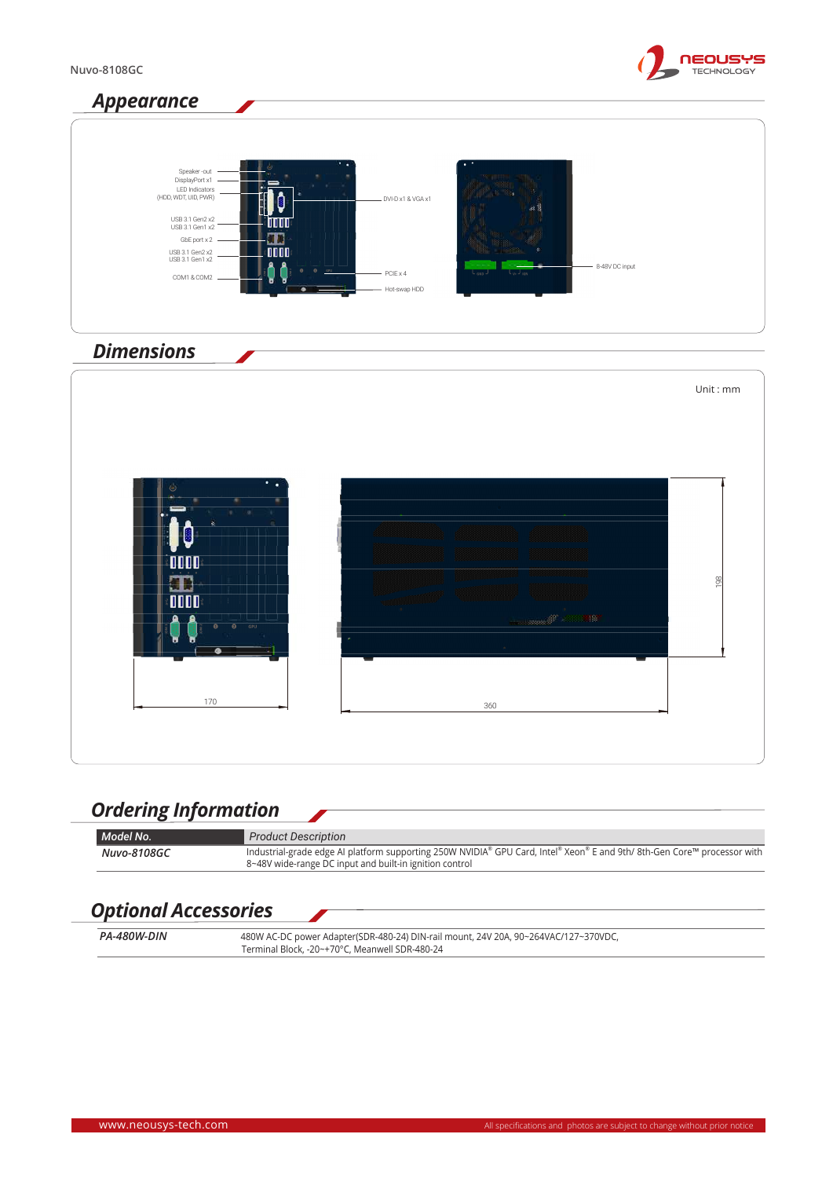## Appearance

Speaker-out
DisplayPort x1
LED Indicators
(HDD, WDT, UID, PWR)
USB 3.1 Gen2 x2
USB 3.1 Gen1 x2
GbE port x 2
USB 3.1 Gen2 x2
USB 3.1 Gen1 x2
COM1 & COM2
DVI-D x1 & VGA x1
PCIE x 4
Hot-swap HDD
8-48V DC input

## Dimensions

Unit : mm

170
360
198

## Ordering Information

| Model No. | Product Description |
|---|---|
| *Nuvo-8108GC* | Industrial-grade edge AI platform supporting 250W NVIDIA® GPU Card, Intel® Xeon® E and 9th/ 8th-Gen Core™ processor with 8~48V wide-range DC input and built-in ignition control |

## Optional Accessories

| | |
|---|---|
| *PA-480W-DIN* | 480W AC-DC power Adapter(SDR-480-24) DIN-rail mount, 24V 20A, 90~264VAC/127~370VDC, Terminal Block, -20~+70°C, Meanwell SDR-480-24 |

www.neousys-tech.com

All specifications and photos are subject to change without prior notice